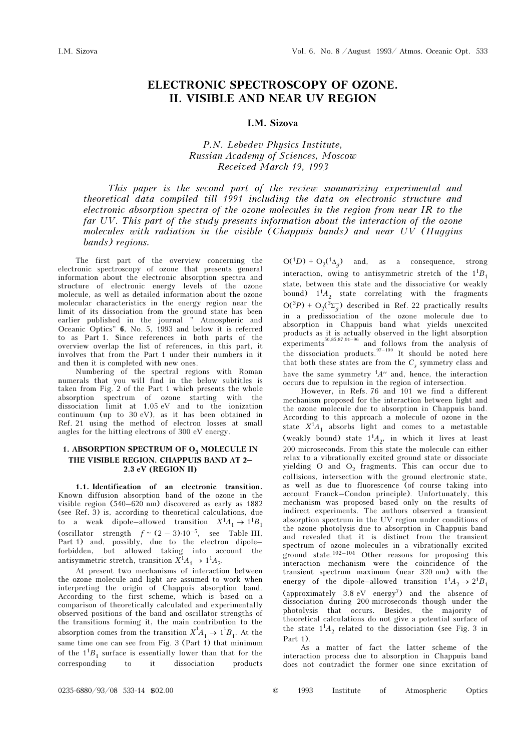# ELECTRONIC SPECTROSCOPY OF OZONE. II. VISIBLE AND NEAR UV REGION

**I.M. Sizova**

*P.N. Lebedev Physics Institute, Russian Academy of Sciences, Moscow*
*Received March 19, 1993*

*This paper is the second part of the review summarizing experimental and theoretical data compiled till 1991 including the data on electronic structure and electronic absorption spectra of the ozone molecules in the region from near IR to the far UV. This part of the study presents information about the interaction of the ozone molecules with radiation in the visible (Chappuis bands) and near UV (Huggins bands) regions.*

The first part of the overview concerning the electronic spectroscopy of ozone that presents general information about the electronic absorption spectra and structure of electronic energy levels of the ozone molecule, as well as detailed information about the ozone molecular characteristics in the energy region near the limit of its dissociation from the ground state has been earlier published in the journal " Atmospheric and Oceanic Optics" **6**, No. 5, 1993 and below it is referred to as Part 1. Since references in both parts of the overview overlap the list of references, in this part, it involves that from the Part 1 under their numbers in it and then it is completed with new ones.

Numbering of the spectral regions with Roman numerals that you will find in the below subtitles is taken from Fig. 2 of the Part 1 which presents the whole absorption spectrum starting with the dissociation limit at 1.05 eV and to the ionization continuum (up to 30 eV), as it has been obtained in Ref. 21 using the method of electron losses at small angles for the hitting electrons of 300 eV energy.

## 1. ABSORPTION SPECTRUM OF $O_3$ MOLECULE IN THE VISIBLE REGION. CHAPPUIS BAND AT 2–2.3 eV (REGION II)

**1.1. Identification of an electronic transition.** Known diffusion absorption band of the ozone in the visible region (540–620 nm) discovered as early as 1882 (see Ref. 3) is, according to theoretical calculations, due to a weak dipole–allowed transition $X^1A_1 \rightarrow 1^1B_1$ (oscillator strength $f \simeq (2-3) \cdot 10^{-5}$, see Table III, Part 1) and, possibly, due to the electron dipole–forbidden, but allowed taking into account the antisymmetric stretch, transition $X^1A_1 \rightarrow 1^1A_2$.

At present two mechanisms of interaction between the ozone molecule and light are assumed to work when interpreting the origin of Chappuis absorption band. According to the first scheme, which is based on a comparison of theoretically calculated and experimentally observed positions of the band and oscillator strengths of the transitions forming it, the main contribution to the absorption comes from the transition $X^1A_1 \rightarrow 1^1B_1$. At the same time one can see from Fig. 3 (Part 1) that minimum of the $1^1B_1$ surface is essentially lower than that for the corresponding to it dissociation products $O(^1D) + O_2(^1\Delta_g)$ and, as a consequence, strong interaction, owing to antisymmetric stretch of the $1^1B_1$ state, between this state and the dissociative (or weakly bound) $1^1A_2$ state correlating with the fragments $O(^3P) + O_2(^3\Sigma_g^-)$ described in Ref. 22 practically results in a predissociation of the ozone molecule due to absorption in Chappuis band what yields unexcited products as it is actually observed in the light absorption experiments[50,85,87,91–96] and follows from the analysis of the dissociation products.[97–100] It should be noted here that both these states are from the $C_s$ symmetry class and have the same symmetry $^1A''$ and, hence, the interaction occurs due to repulsion in the region of intersection.

However, in Refs. 76 and 101 we find a different mechanism proposed for the interaction between light and the ozone molecule due to absorption in Chappuis band. According to this approach a molecule of ozone in the state $X^1A_1$ absorbs light and comes to a metastable (weakly bound) state $1^1A_2$, in which it lives at least 200 microseconds. From this state the molecule can either relax to a vibrationally excited ground state or dissociate yielding O and $O_2$ fragments. This can occur due to collisions, intersection with the ground electronic state, as well as due to fluorescence (of course taking into account Franck–Condon principle). Unfortunately, this mechanism was proposed based only on the results of indirect experiments. The authors observed a transient absorption spectrum in the UV region under conditions of the ozone photolysis due to absorption in Chappuis band and revealed that it is distinct from the transient spectrum of ozone molecules in a vibrationally excited ground state.[102–104] Other reasons for proposing this interaction mechanism were the coincidence of the transient spectrum maximum (near 320 nm) with the energy of the dipole–allowed transition $1^1A_2 \rightarrow 2^1B_1$ (approximately 3.8 eV energy[7]) and the absence of dissociation during 200 microseconds though under the photolysis that occurs. Besides, the majority of theoretical calculations do not give a potential surface of the state $1^1A_2$ related to the dissociation (see Fig. 3 in Part 1).

As a matter of fact the latter scheme of the interaction process due to absorption in Chappuis band does not contradict the former one since excitation of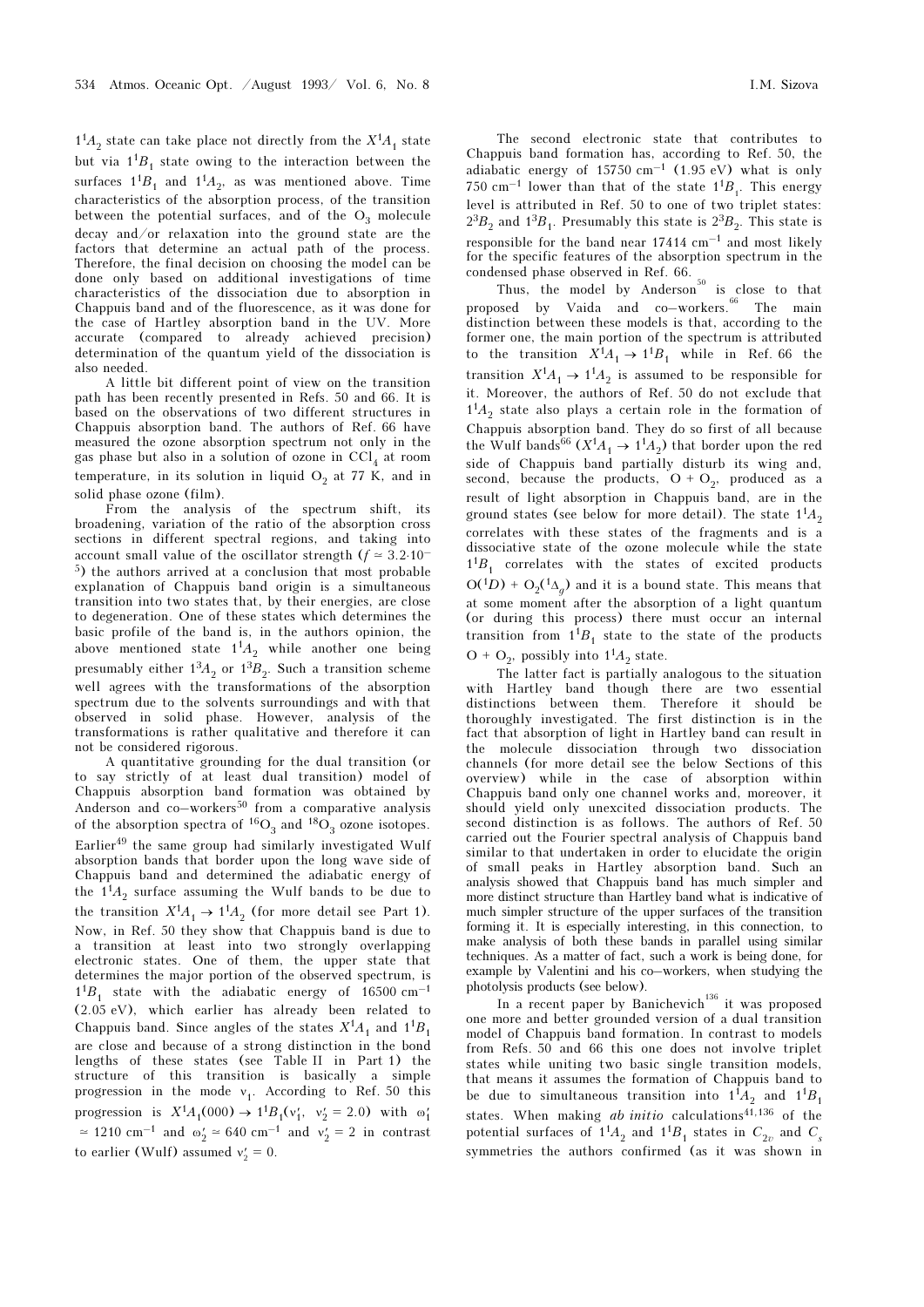$1^1A_2$ state can take place not directly from the $X^1A_1$ state but via $1^1B_1$ state owing to the interaction between the surfaces $1^1B_1$ and $1^1A_2$, as was mentioned above. Time characteristics of the absorption process, of the transition between the potential surfaces, and of the $O_3$ molecule decay and/or relaxation into the ground state are the factors that determine an actual path of the process. Therefore, the final decision on choosing the model can be done only based on additional investigations of time characteristics of the dissociation due to absorption in Chappuis band and of the fluorescence, as it was done for the case of Hartley absorption band in the UV. More accurate (compared to already achieved precision) determination of the quantum yield of the dissociation is also needed.

A little bit different point of view on the transition path has been recently presented in Refs. 50 and 66. It is based on the observations of two different structures in Chappuis absorption band. The authors of Ref. 66 have measured the ozone absorption spectrum not only in the gas phase but also in a solution of ozone in $CCl_4$ at room temperature, in its solution in liquid $O_2$ at 77 K, and in solid phase ozone (film).

From the analysis of the spectrum shift, its broadening, variation of the ratio of the absorption cross sections in different spectral regions, and taking into account small value of the oscillator strength ($f \simeq 3.2 \cdot 10^{-5}$) the authors arrived at a conclusion that most probable explanation of Chappuis band origin is a simultaneous transition into two states that, by their energies, are close to degeneration. One of these states which determines the basic profile of the band is, in the authors opinion, the above mentioned state $1^1A_2$ while another one being presumably either $1^3A_2$ or $1^3B_2$. Such a transition scheme well agrees with the transformations of the absorption spectrum due to the solvents surroundings and with that observed in solid phase. However, analysis of the transformations is rather qualitative and therefore it can not be considered rigorous.

A quantitative grounding for the dual transition (or to say strictly of at least dual transition) model of Chappuis absorption band formation was obtained by Anderson and co–workers[50] from a comparative analysis of the absorption spectra of $^{16}O_3$ and $^{18}O_3$ ozone isotopes. Earlier[49] the same group had similarly investigated Wulf absorption bands that border upon the long wave side of Chappuis band and determined the adiabatic energy of the $1^1A_2$ surface assuming the Wulf bands to be due to the transition $X^1A_1 \rightarrow 1^1A_2$ (for more detail see Part 1). Now, in Ref. 50 they show that Chappuis band is due to a transition at least into two strongly overlapping electronic states. One of them, the upper state that determines the major portion of the observed spectrum, is $1^1B_1$ state with the adiabatic energy of 16500 cm$^{-1}$ (2.05 eV), which earlier has already been related to Chappuis band. Since angles of the states $X^1A_1$ and $1^1B_1$ are close and because of a strong distinction in the bond lengths of these states (see Table II in Part 1) the structure of this transition is basically a simple progression in the mode $\nu_1$. According to Ref. 50 this progression is $X^1A_1(000) \rightarrow 1^1B_1(\nu_1', \ \nu_2' = 2.0)$ with $\omega_1' \simeq 1210$ cm$^{-1}$ and $\omega_2' \simeq 640$ cm$^{-1}$ and $\nu_2' = 2$ in contrast to earlier (Wulf) assumed $\nu_2' = 0$.

The second electronic state that contributes to Chappuis band formation has, according to Ref. 50, the adiabatic energy of 15750 cm$^{-1}$ (1.95 eV) what is only 750 cm$^{-1}$ lower than that of the state $1^1B_1$. This energy level is attributed in Ref. 50 to one of two triplet states: $2^3B_2$ and $1^3B_1$. Presumably this state is $2^3B_2$. This state is responsible for the band near 17414 cm$^{-1}$ and most likely for the specific features of the absorption spectrum in the condensed phase observed in Ref. 66.

Thus, the model by Anderson[50] is close to that proposed by Vaida and co–workers.[66] The main distinction between these models is that, according to the former one, the main portion of the spectrum is attributed to the transition $X^1A_1 \rightarrow 1^1B_1$ while in Ref. 66 the transition $X^1A_1 \rightarrow 1^1A_2$ is assumed to be responsible for it. Moreover, the authors of Ref. 50 do not exclude that $1^1A_2$ state also plays a certain role in the formation of Chappuis absorption band. They do so first of all because the Wulf bands[66] ($X^1A_1 \rightarrow 1^1A_2$) that border upon the red side of Chappuis band partially disturb its wing and, second, because the products, $O + O_2$, produced as a result of light absorption in Chappuis band, are in the ground states (see below for more detail). The state $1^1A_2$ correlates with these states of the fragments and is a dissociative state of the ozone molecule while the state $1^1B_1$ correlates with the states of excited products $O(^1D) + O_2(^1\Delta_g)$ and it is a bound state. This means that at some moment after the absorption of a light quantum (or during this process) there must occur an internal transition from $1^1B_1$ state to the state of the products $O + O_2$, possibly into $1^1A_2$ state.

The latter fact is partially analogous to the situation with Hartley band though there are two essential distinctions between them. Therefore it should be thoroughly investigated. The first distinction is in the fact that absorption of light in Hartley band can result in the molecule dissociation through two dissociation channels (for more detail see the below Sections of this overview) while in the case of absorption within Chappuis band only one channel works and, moreover, it should yield only unexcited dissociation products. The second distinction is as follows. The authors of Ref. 50 carried out the Fourier spectral analysis of Chappuis band similar to that undertaken in order to elucidate the origin of small peaks in Hartley absorption band. Such an analysis showed that Chappuis band has much simpler and more distinct structure than Hartley band what is indicative of much simpler structure of the upper surfaces of the transition forming it. It is especially interesting, in this connection, to make analysis of both these bands in parallel using similar techniques. As a matter of fact, such a work is being done, for example by Valentini and his co–workers, when studying the photolysis products (see below).

In a recent paper by Banichevich[136] it was proposed one more and better grounded version of a dual transition model of Chappuis band formation. In contrast to models from Refs. 50 and 66 this one does not involve triplet states while uniting two basic single transition models, that means it assumes the formation of Chappuis band to be due to simultaneous transition into $1^1A_2$ and $1^1B_1$ states. When making *ab initio* calculations[41,136] of the potential surfaces of $1^1A_2$ and $1^1B_1$ states in $C_{2v}$ and $C_s$ symmetries the authors confirmed (as it was shown in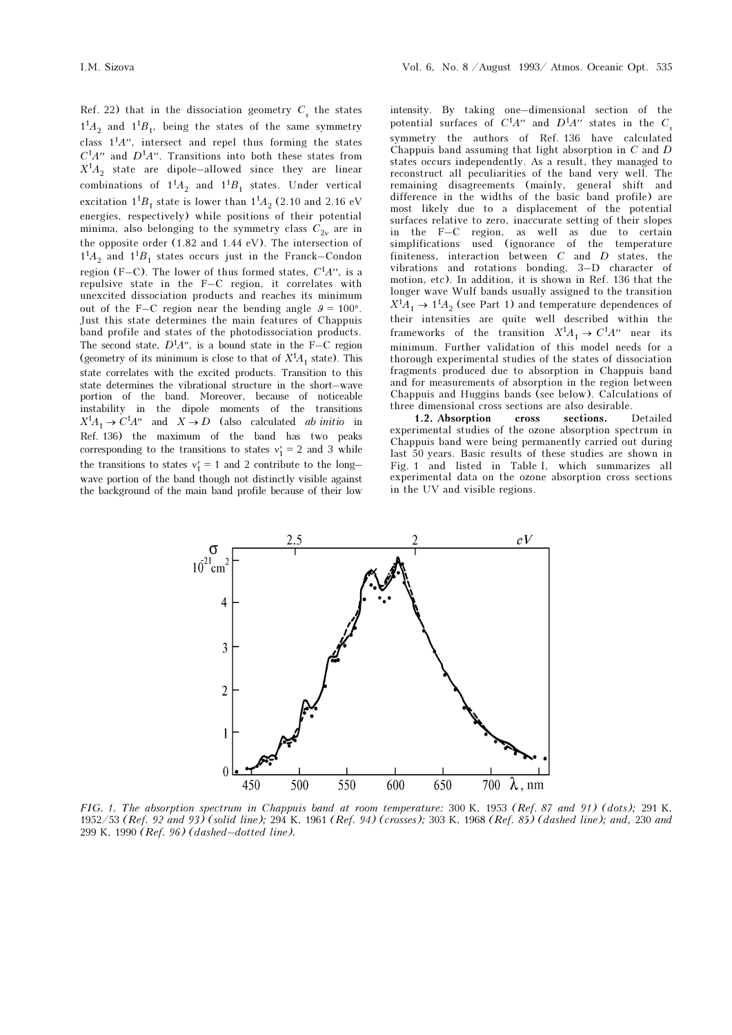Ref. 22) that in the dissociation geometry $C_s$ the states $1^1A_2$ and $1^1B_1$, being the states of the same symmetry class $1^1A''$, intersect and repel thus forming the states $C^1A''$ and $D^1A''$. Transitions into both these states from $X^1A_2$ state are dipole–allowed since they are linear combinations of $1^1A_2$ and $1^1B_1$ states. Under vertical excitation $1^1B_1$ state is lower than $1^1A_2$ (2.10 and 2.16 eV energies, respectively) while positions of their potential minima, also belonging to the symmetry class $C_{2v}$ are in the opposite order (1.82 and 1.44 eV). The intersection of $1^1A_2$ and $1^1B_1$ states occurs just in the Franck–Condon region (F–C). The lower of thus formed states, $C^1A''$, is a repulsive state in the F–C region, it correlates with unexcited dissociation products and reaches its minimum out of the F–C region near the bending angle $\vartheta = 100°$. Just this state determines the main features of Chappuis band profile and states of the photodissociation products. The second state, $D^1A''$, is a bound state in the F–C region (geometry of its minimum is close to that of $X^1A_1$ state). This state correlates with the excited products. Transition to this state determines the vibrational structure in the short–wave portion of the band. Moreover, because of noticeable instability in the dipole moments of the transitions $X^1A_1 \to C^1A''$ and $X \to D$ (also calculated *ab initio* in Ref. 136) the maximum of the band has two peaks corresponding to the transitions to states $v_1' = 2$ and 3 while the transitions to states $v_1' = 1$ and 2 contribute to the long–wave portion of the band though not distinctly visible against the background of the main band profile because of their low intensity. By taking one–dimensional section of the potential surfaces of $C^1A''$ and $D^1A''$ states in the $C_s$ symmetry the authors of Ref. 136 have calculated Chappuis band assuming that light absorption in $C$ and $D$ states occurs independently. As a result, they managed to reconstruct all peculiarities of the band very well. The remaining disagreements (mainly, general shift and difference in the widths of the basic band profile) are most likely due to a displacement of the potential surfaces relative to zero, inaccurate setting of their slopes in the F–C region, as well as due to certain simplifications used (ignorance of the temperature finiteness, interaction between $C$ and $D$ states, the vibrations and rotations bonding, 3–D character of motion, etc). In addition, it is shown in Ref. 136 that the longer wave Wulf bands usually assigned to the transition $X^1A_1 \to 1^1A_2$ (see Part 1) and temperature dependences of their intensities are quite well described within the frameworks of the transition $X^1A_1 \to C^1A''$ near its minimum. Further validation of this model needs for a thorough experimental studies of the states of dissociation fragments produced due to absorption in Chappuis band and for measurements of absorption in the region between Chappuis and Huggins bands (see below). Calculations of three dimensional cross sections are also desirable.

**1.2. Absorption cross sections.** Detailed experimental studies of the ozone absorption spectrum in Chappuis band were being permanently carried out during last 50 years. Basic results of these studies are shown in Fig. 1 and listed in Table I, which summarizes all experimental data on the ozone absorption cross sections in the UV and visible regions.

*FIG. 1. The absorption spectrum in Chappuis band at room temperature:* 300 K, 1953 *(Ref. 87 and 91) (dots);* 291 K, 1952/53 *(Ref. 92 and 93) (solid line);* 294 K, 1961 *(Ref. 94) (crosses);* 303 K, 1968 *(Ref. 85) (dashed line); and,* 230 *and* 299 K, 1990 *(Ref. 96) (dashed–dotted line).*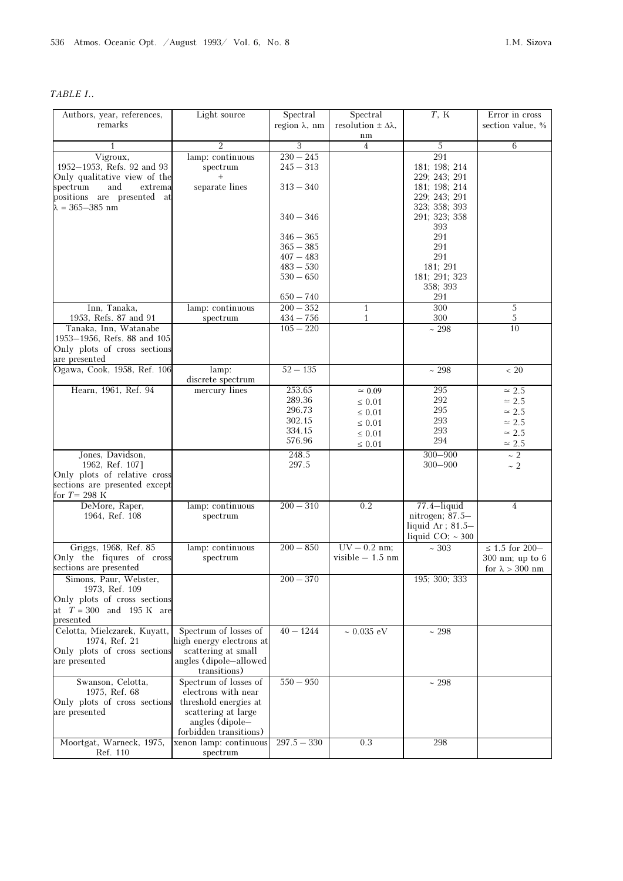*TABLE I..*

| Authors, year, references, remarks | Light source | Spectral region λ, nm | Spectral resolution ± Δλ, nm | *T*, K | Error in cross section value, % |
|---|---|---|---|---|---|
| 1 | 2 | 3 | 4 | 5 | 6 |
| Vigroux, 1952–1953, Refs. 92 and 93 Only qualitative view of the spectrum and extrema positions are presented at λ = 365–385 nm | lamp: continuous spectrum + separate lines | 230 – 245 | | 291 | |
| | | 245 – 313 | | 181; 198; 214 229; 243; 291 | |
| | | 313 – 340 | | 181; 198; 214 229; 243; 291 323; 358; 393 | |
| | | 340 – 346 | | 291; 323; 358 393 | |
| | | 346 – 365 | | 291 | |
| | | 365 – 385 | | 291 | |
| | | 407 – 483 | | 291 | |
| | | 483 – 530 | | 181; 291 | |
| | | 530 – 650 | | 181; 291; 323 358; 393 | |
| | | 650 – 740 | | 291 | |
| Inn, Tanaka, 1953, Refs. 87 and 91 | lamp: continuous spectrum | 200 – 352 | 1 | 300 | 5 |
| | | 434 – 756 | 1 | 300 | 5 |
| Tanaka, Inn, Watanabe 1953–1956, Refs. 88 and 105 Only plots of cross sections are presented | | 105 – 220 | | ~ 298 | 10 |
| Ogawa, Cook, 1958, Ref. 106 | lamp: discrete spectrum | 52 – 135 | | ~ 298 | < 20 |
| Hearn, 1961, Ref. 94 | mercury lines | 253.65 | ≃ 0.09 | 295 | ≃ 2.5 |
| | | 289.36 | ≤ 0.01 | 292 | ≃ 2.5 |
| | | 296.73 | ≤ 0.01 | 295 | ≃ 2.5 |
| | | 302.15 | ≤ 0.01 | 293 | ≃ 2.5 |
| | | 334.15 | ≤ 0.01 | 293 | ≃ 2.5 |
| | | 576.96 | ≤ 0.01 | 294 | ≃ 2.5 |
| Jones, Davidson, 1962, Ref. 107] Only plots of relative cross sections are presented except for *T*= 298 K | | 248.5 | | 300–900 | ~ 2 |
| | | 297.5 | | 300–900 | ~ 2 |
| DeMore, Raper, 1964, Ref. 108 | lamp: continuous spectrum | 200 – 310 | 0.2 | 77.4–liquid nitrogen; 87.5–liquid Ar ; 81.5–liquid CO; ~ 300 | 4 |
| Griggs, 1968, Ref. 85 Only the fiqures of cross sections are presented | lamp: continuous spectrum | 200 – 850 | UV – 0.2 nm; visible – 1.5 nm | ~ 303 | ≤ 1.5 for 200–300 nm; up to 6 for λ > 300 nm |
| Simons, Paur, Webster, 1973, Ref. 109 Only plots of cross sections at *T* = 300 and 195 K are presented | | 200 – 370 | | 195; 300; 333 | |
| Celotta, Mielczarek, Kuyatt, 1974, Ref. 21 Only plots of cross sections are presented | Spectrum of losses of high energy electrons at scattering at small angles (dipole–allowed transitions) | 40 – 1244 | ~ 0.035 eV | ~ 298 | |
| Swanson, Celotta, 1975, Ref. 68 Only plots of cross sections are presented | Spectrum of losses of electrons with near threshold energies at scattering at large angles (dipole–forbidden transitions) | 550 – 950 | | ~ 298 | |
| Moortgat, Warneck, 1975, Ref. 110 | xenon lamp: continuous spectrum | 297.5 – 330 | 0.3 | 298 | |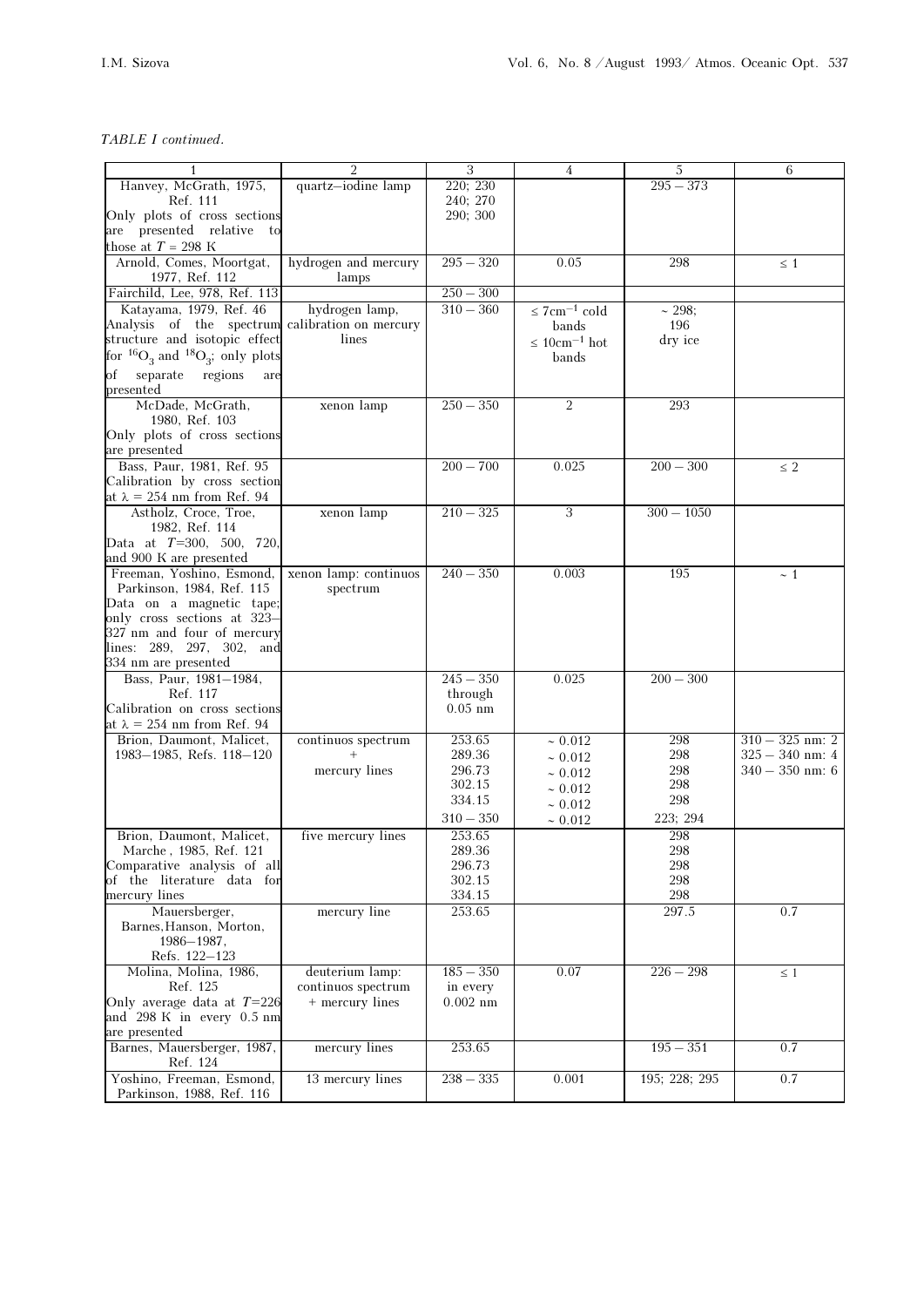*TABLE I continued.*

| 1 | 2 | 3 | 4 | 5 | 6 |
|---|---|---|---|---|---|
| Hanvey, McGrath, 1975, Ref. 111 Only plots of cross sections are presented relative to those at $T$ = 298 K | quartz–iodine lamp | 220; 230 240; 270 290; 300 | | 295 – 373 | |
| Arnold, Comes, Moortgat, 1977, Ref. 112 | hydrogen and mercury lamps | 295 – 320 | 0.05 | 298 | ≤ 1 |
| Fairchild, Lee, 978, Ref. 113 | | 250 – 300 | | | |
| Katayama, 1979, Ref. 46 Analysis of the spectrum structure and isotopic effect for $^{16}O_3$ and $^{18}O_3$; only plots of separate regions are presented | hydrogen lamp, calibration on mercury lines | 310 – 360 | ≤ 7cm$^{-1}$ cold bands ≤ 10cm$^{-1}$ hot bands | ~ 298; 196 dry ice | |
| McDade, McGrath, 1980, Ref. 103 Only plots of cross sections are presented | xenon lamp | 250 – 350 | 2 | 293 | |
| Bass, Paur, 1981, Ref. 95 Calibration by cross section at λ = 254 nm from Ref. 94 | | 200 – 700 | 0.025 | 200 – 300 | ≤ 2 |
| Astholz, Croce, Troe, 1982, Ref. 114 Data at $T$=300, 500, 720, and 900 K are presented | xenon lamp | 210 – 325 | 3 | 300 – 1050 | |
| Freeman, Yoshino, Esmond, Parkinson, 1984, Ref. 115 Data on a magnetic tape; only cross sections at 323–327 nm and four of mercury lines: 289, 297, 302, and 334 nm are presented | xenon lamp: continuos spectrum | 240 – 350 | 0.003 | 195 | ~ 1 |
| Bass, Paur, 1981–1984, Ref. 117 Calibration on cross sections at λ = 254 nm from Ref. 94 | | 245 – 350 through 0.05 nm | 0.025 | 200 – 300 | |
| Brion, Daumont, Malicet, 1983–1985, Refs. 118–120 | continuos spectrum + mercury lines | 253.65 289.36 296.73 302.15 334.15 310 – 350 | ~ 0.012 ~ 0.012 ~ 0.012 ~ 0.012 ~ 0.012 ~ 0.012 | 298 298 298 298 298 223; 294 | 310 – 325 nm: 2 325 – 340 nm: 4 340 – 350 nm: 6 |
| Brion, Daumont, Malicet, Marche , 1985, Ref. 121 Comparative analysis of all of the literature data for mercury lines | five mercury lines | 253.65 289.36 296.73 302.15 334.15 | | 298 298 298 298 298 | |
| Mauersberger, Barnes, Hanson, Morton, 1986–1987, Refs. 122–123 | mercury line | 253.65 | | 297.5 | 0.7 |
| Molina, Molina, 1986, Ref. 125 Only average data at $T$=226 and 298 K in every 0.5 nm are presented | deuterium lamp: continuos spectrum + mercury lines | 185 – 350 in every 0.002 nm | 0.07 | 226 – 298 | ≤ 1 |
| Barnes, Mauersberger, 1987, Ref. 124 | mercury lines | 253.65 | | 195 – 351 | 0.7 |
| Yoshino, Freeman, Esmond, Parkinson, 1988, Ref. 116 | 13 mercury lines | 238 – 335 | 0.001 | 195; 228; 295 | 0.7 |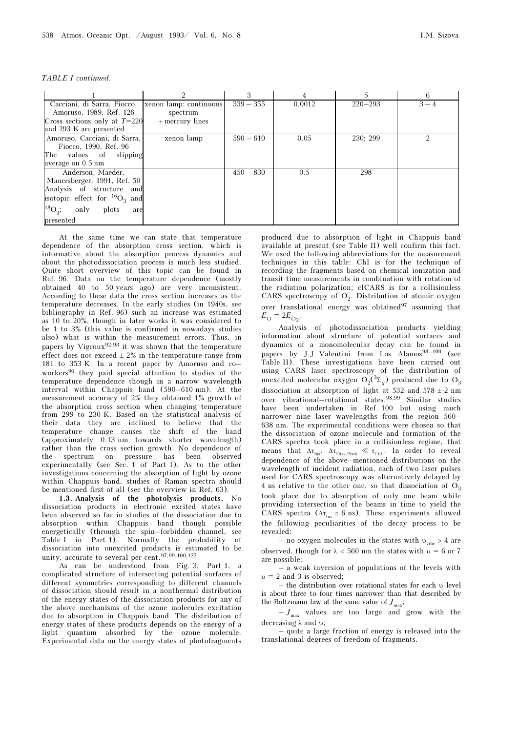*TABLE I continued.*

| 1 | 2 | 3 | 4 | 5 | 6 |
|---|---|---|---|---|---|
| Cacciani, di Sarra, Fiocco, Amoruso, 1989, Ref. 126 Cross sections only at $T$=220 and 293 K are presented | xenon lamp: continuous spectrum + mercury lines | 339 – 355 | 0.0012 | 220–293 | 3 – 4 |
| Amoruso, Cacciani, di Sarra, Fiocco, 1990, Ref. 96 The values of slipping average on 0.5 nm | xenon lamp | 590 – 610 | 0.05 | 230; 299 | 2 |
| Anderson, Maeder, Mauersberger, 1991, Ref. 50 Analysis of structure and isotopic effect for $^{16}O_3$ and $^{18}O_3$; only plots are presented | | 450 – 830 | 0.5 | 298 | |

At the same time we can state that temperature dependence of the absorption cross section, which is informative about the absorption process dynamics and about the photodissociation process is much less studied. Quite short overview of this topic can be found in Ref. 96. Data on the temperature dependence (mostly obtained 40 to 50 years ago) are very inconsistent. According to these data the cross section increases as the temperature decreases. In the early studies (in 1940s, see bibliography in Ref. 96) such an increase was estimated as 10 to 20%, though in later works it was considered to be 1 to 3% (this value is confirmed in nowadays studies also) what is within the measurement errors. Thus, in papers by Vigroux[92,93] it was shown that the temperature effect does not exceed ± 2% in the temperature range from 181 to 353 K. In a recent paper by Amoruso and co–workers[96] they paid special attention to studies of the temperature dependence though in a narrow wavelength interval within Chappuis band (590–610 nm). At the measurement accuracy of 2% they obtained 1% growth of the absorption cross section when changing temperature from 299 to 230 K. Based on the statistical analysis of their data they are inclined to believe that the temperature change causes the shift of the band (approximately 0.13 nm towards shorter wavelength) rather than the cross section growth. No dependence of the spectrum on pressure has been observed experimentally (see Sec. 1 of Part 1). As to the other investigations concerning the absorption of light by ozone within Chappuis band, studies of Raman spectra should be mentioned first of all (see the overview in Ref. 63).

**1.3. Analysis of the photolysis products.** No dissociation products in electronic excited states have been observed so far in studies of the dissociation due to absorption within Chappuis band though possible energetically (through the spin–forbidden channel, see Table I in Part 1). Normally the probability of dissociation into unexcited products is estimated to be unity, accurate to several per cent.[97,99,100,127]

As can be understood from Fig. 3, Part 1, a complicated structure of intersecting potential surfaces of different symmetries corresponding to different channels of dissociation should result in a nonthermal distribution of the energy states of the dissociation products for any of the above mechanisms of the ozone molecules excitation due to absorption in Chappuis band. The distribution of energy states of these products depends on the energy of a light quantum absorbed by the ozone molecule. Experimental data on the energy states of photofragments produced due to absorption of light in Chappuis band available at present (see Table II) well confirm this fact. We used the following abbreviations for the measurement techniques in this table: ChI is for the technique of recording the fragments based on chemical ionization and transit time measurements in combination with rotation of the radiation polarization; clCARS is for a collisionless CARS spectroscopy of $O_2$. Distribution of atomic oxygen over translational energy was obtained[97] assuming that $E_O = 2E_{O_2}$.

Analysis of photodissociation products yielding information about structure of potential surfaces and dynamics of a monomolecular decay can be found in papers by J.J. Valentini from Los Alamos[98–100] (see Table II). These investigations have been carried out using CARS laser spectroscopy of the distribution of unexcited molecular oxygen $O_2(^3\Sigma_g^-)$ produced due to $O_3$ dissociation at absorption of light at 532 and 578 ± 2 nm over vibrational–rotational states.[98,99] Similar studies have been undertaken in Ref. 100 but using much narrower nine laser wavelengths from the region 560–638 nm. The experimental conditions were chosen so that the dissociation of ozone molecule and formation of the CARS spectra took place in a collisionless regime, that means that $\Delta\tau_{las}$, $\Delta\tau_{Diss.Prob.} \ll \tau_{Coll}$. In order to reveal dependence of the above–mentioned distributions on the wavelength of incident radiation, each of two laser pulses used for CARS spectroscopy was alternatively delayed by 4 ns relative to the other one, so that dissociation of $O_3$ took place due to absorption of only one beam while providing intersection of the beams in time to yield the CARS spectra ($\Delta\tau_{las} \cong 6$ ns). These experiments allowed the following peculiarities of the decay process to be revealed:

– no oxygen molecules in the states with $\upsilon_{vibr} > 4$ are observed, though for $\lambda < 560$ nm the states with $\upsilon = 6$ or 7 are possible;

– a weak inversion of populations of the levels with $\upsilon = 2$ and 3 is observed;

– the distribution over rotational states for each $\upsilon$ level is about three to four times narrower than that described by the Boltzmann law at the same value of $J_{max}$;

– $J_{max}$ values are too large and grow with the decreasing $\lambda$ and $\upsilon$;

– quite a large fraction of energy is released into the translational degrees of freedom of fragments.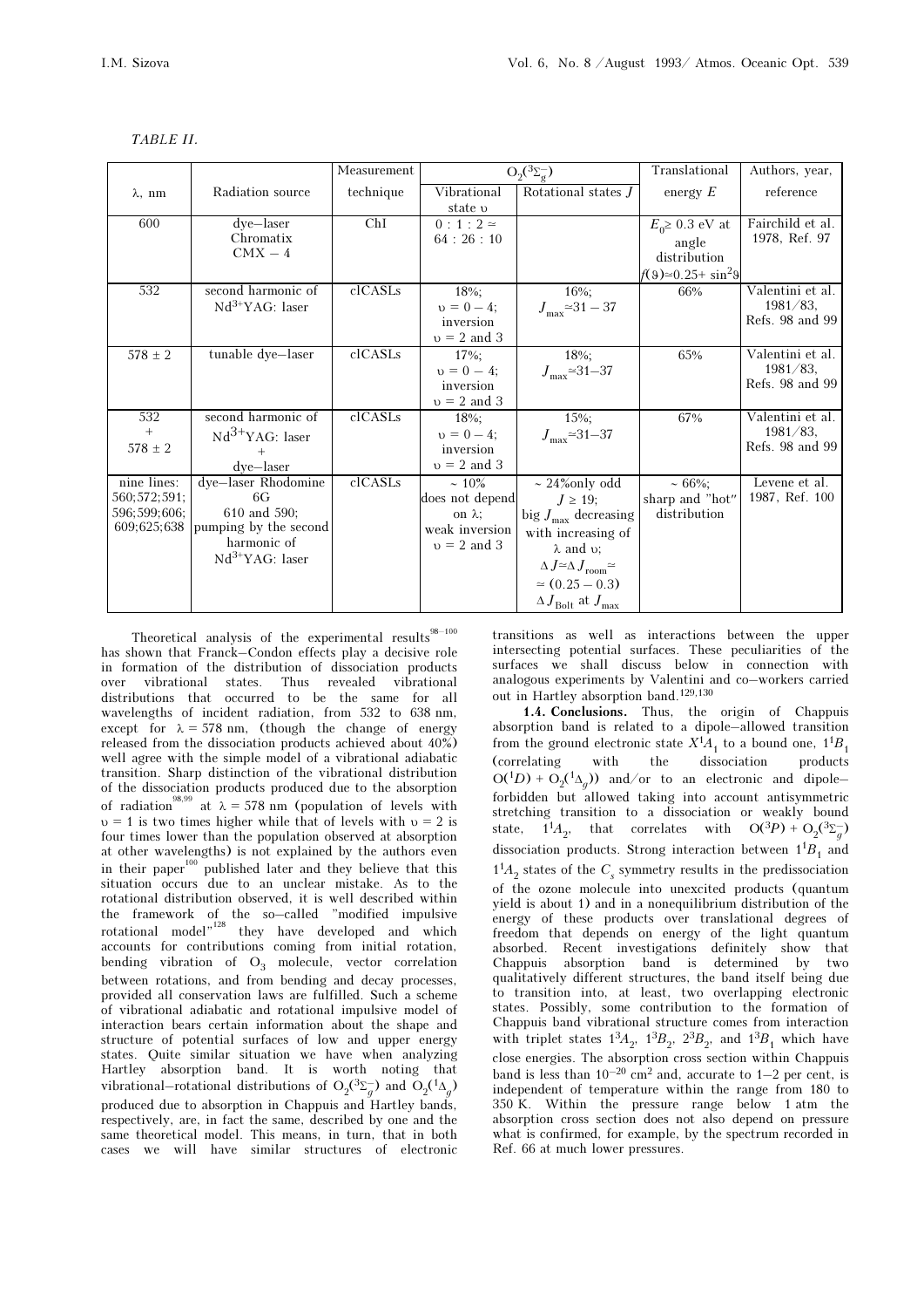*TABLE II.*

| λ, nm | Radiation source | Measurement technique | $O_2(^3\Sigma_g^-)$ Vibrational state υ | $O_2(^3\Sigma_g^-)$ Rotational states $J$ | Translational energy $E$ | Authors, year, reference |
|---|---|---|---|---|---|---|
| 600 | dye–laser Chromatix CMX – 4 | ChI | $0:1:2 \simeq 64:26:10$ | | $E_0 \geq 0.3$ eV at angle distribution $f(\vartheta) \simeq 0.25 + \sin^2\vartheta$ | Fairchild et al. 1978, Ref. 97 |
| 532 | second harmonic of $Nd^{3+}$YAG: laser | clCASLs | 18%; υ = 0 – 4; inversion υ = 2 and 3 | 16%; $J_{max} \simeq 31 - 37$ | 66% | Valentini et al. 1981/83, Refs. 98 and 99 |
| 578 ± 2 | tunable dye–laser | clCASLs | 17%; υ = 0 – 4; inversion υ = 2 and 3 | 18%; $J_{max} \simeq 31 – 37$ | 65% | Valentini et al. 1981/83, Refs. 98 and 99 |
| 532 + 578 ± 2 | second harmonic of $Nd^{3+}$YAG: laser + dye–laser | clCASLs | 18%; υ = 0 – 4; inversion υ = 2 and 3 | 15%; $J_{max} \simeq 31 – 37$ | 67% | Valentini et al. 1981/83, Refs. 98 and 99 |
| nine lines: 560;572;591; 596;599;606; 609;625;638 | dye–laser Rhodomine 6G 610 and 590; pumping by the second harmonic of $Nd^{3+}$YAG: laser | clCASLs | ~ 10% does not depend on λ; weak inversion υ = 2 and 3 | ~ 24%only odd $J \geq 19$; big $J_{max}$ decreasing with increasing of λ and υ; $\Delta J \simeq \Delta J_{room} \simeq$ $\simeq (0.25 – 0.3)$ $\Delta J_{Bolt}$ at $J_{max}$ | ~ 66%; sharp and "hot" distribution | Levene et al. 1987, Ref. 100 |

Theoretical analysis of the experimental results[98–100] has shown that Franck–Condon effects play a decisive role in formation of the distribution of dissociation products over vibrational states. Thus revealed vibrational distributions that occurred to be the same for all wavelengths of incident radiation, from 532 to 638 nm, except for λ = 578 nm, (though the change of energy released from the dissociation products achieved about 40%) well agree with the simple model of a vibrational adiabatic transition. Sharp distinction of the vibrational distribution of the dissociation products produced due to the absorption of radiation[98,99] at λ = 578 nm (population of levels with υ = 1 is two times higher while that of levels with υ = 2 is four times lower than the population observed at absorption at other wavelengths) is not explained by the authors even in their paper[100] published later and they believe that this situation occurs due to an unclear mistake. As to the rotational distribution observed, it is well described within the framework of the so–called "modified impulsive rotational model"[128] they have developed and which accounts for contributions coming from initial rotation, bending vibration of $O_3$ molecule, vector correlation between rotations, and from bending and decay processes, provided all conservation laws are fulfilled. Such a scheme of vibrational adiabatic and rotational impulsive model of interaction bears certain information about the shape and structure of potential surfaces of low and upper energy states. Quite similar situation we have when analyzing Hartley absorption band. It is worth noting that vibrational–rotational distributions of $O_2(^3\Sigma_g^-)$ and $O_2(^1\Delta_g)$ produced due to absorption in Chappuis and Hartley bands, respectively, are, in fact the same, described by one and the same theoretical model. This means, in turn, that in both cases we will have similar structures of electronic transitions as well as interactions between the upper intersecting potential surfaces. These peculiarities of the surfaces we shall discuss below in connection with analogous experiments by Valentini and co–workers carried out in Hartley absorption band.[129,130]

**1.4. Conclusions.** Thus, the origin of Chappuis absorption band is related to a dipole–allowed transition from the ground electronic state $X^1A_1$ to a bound one, $1^1B_1$ (correlating with the dissociation products $O(^1D) + O_2(^1\Delta_g)$) and/or to an electronic and dipole–forbidden but allowed taking into account antisymmetric stretching transition to a dissociation or weakly bound state, $1^1A_2$, that correlates with $O(^3P) + O_2(^3\Sigma_g^-)$ dissociation products. Strong interaction between $1^1B_1$ and $1^1A_2$ states of the $C_s$ symmetry results in the predissociation of the ozone molecule into unexcited products (quantum yield is about 1) and in a nonequilibrium distribution of the energy of these products over translational degrees of freedom that depends on energy of the light quantum absorbed. Recent investigations definitely show that Chappuis absorption band is determined by two qualitatively different structures, the band itself being due to transition into, at least, two overlapping electronic states. Possibly, some contribution to the formation of Chappuis band vibrational structure comes from interaction with triplet states $1^3A_2$, $1^3B_2$, $2^3B_2$, and $1^3B_1$ which have close energies. The absorption cross section within Chappuis band is less than $10^{-20}$ cm$^2$ and, accurate to 1–2 per cent, is independent of temperature within the range from 180 to 350 K. Within the pressure range below 1 atm the absorption cross section does not also depend on pressure what is confirmed, for example, by the spectrum recorded in Ref. 66 at much lower pressures.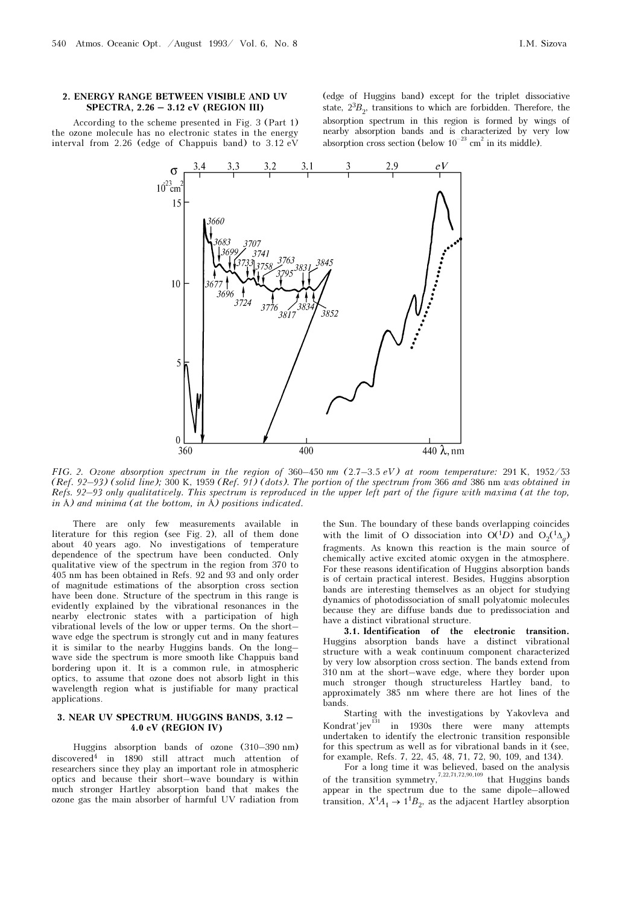## 2. ENERGY RANGE BETWEEN VISIBLE AND UV SPECTRA, 2.26 – 3.12 eV (REGION III)

According to the scheme presented in Fig. 3 (Part 1) the ozone molecule has no electronic states in the energy interval from 2.26 (edge of Chappuis band) to 3.12 eV (edge of Huggins band) except for the triplet dissociative state, $2^3B_2$, transitions to which are forbidden. Therefore, the absorption spectrum in this region is formed by wings of nearby absorption bands and is characterized by very low absorption cross section (below $10^{-23}$ cm$^2$ in its middle).

*FIG. 2. Ozone absorption spectrum in the region of* 360–450 *nm (*2.7–3.5 *eV) at room temperature:* 291 K, 1952/53 *(Ref. 92–93) (solid line);* 300 K, 1959 *(Ref. 91) (dots). The portion of the spectrum from* 366 *and* 386 nm *was obtained in Refs. 92–93 only qualitatively. This spectrum is reproduced in the upper left part of the figure with maxima (at the top, in* Å*) and minima (at the bottom, in* Å*) positions indicated.*

There are only few measurements available in literature for this region (see Fig. 2), all of them done about 40 years ago. No investigations of temperature dependence of the spectrum have been conducted. Only qualitative view of the spectrum in the region from 370 to 405 nm has been obtained in Refs. 92 and 93 and only order of magnitude estimations of the absorption cross section have been done. Structure of the spectrum in this range is evidently explained by the vibrational resonances in the nearby electronic states with a participation of high vibrational levels of the low or upper terms. On the short–wave edge the spectrum is strongly cut and in many features it is similar to the nearby Huggins bands. On the long–wave side the spectrum is more smooth like Chappuis band bordering upon it. It is a common rule, in atmospheric optics, to assume that ozone does not absorb light in this wavelength region what is justifiable for many practical applications.

## 3. NEAR UV SPECTRUM. HUGGINS BANDS, 3.12 – 4.0 eV (REGION IV)

Huggins absorption bands of ozone (310–390 nm) discovered[4] in 1890 still attract much attention of researchers since they play an important role in atmospheric optics and because their short–wave boundary is within much stronger Hartley absorption band that makes the ozone gas the main absorber of harmful UV radiation from the Sun. The boundary of these bands overlapping coincides with the limit of O dissociation into $O(^1D)$ and $O_2(^1\Delta_g)$ fragments. As known this reaction is the main source of chemically active excited atomic oxygen in the atmosphere. For these reasons identification of Huggins absorption bands is of certain practical interest. Besides, Huggins absorption bands are interesting themselves as an object for studying dynamics of photodissociation of small polyatomic molecules because they are diffuse bands due to predissociation and have a distinct vibrational structure.

**3.1. Identification of the electronic transition.** Huggins absorption bands have a distinct vibrational structure with a weak continuum component characterized by very low absorption cross section. The bands extend from 310 nm at the short–wave edge, where they border upon much stronger though structureless Hartley band, to approximately 385 nm where there are hot lines of the bands.

Starting with the investigations by Yakovleva and Kondrat'jev[131] in 1930s there were many attempts undertaken to identify the electronic transition responsible for this spectrum as well as for vibrational bands in it (see, for example, Refs. 7, 22, 45, 48, 71, 72, 90, 109, and 134).

For a long time it was believed, based on the analysis of the transition symmetry,[7,22,71,72,90,109] that Huggins bands appear in the spectrum due to the same dipole–allowed transition, $X^1A_1 \rightarrow 1^1B_2$, as the adjacent Hartley absorption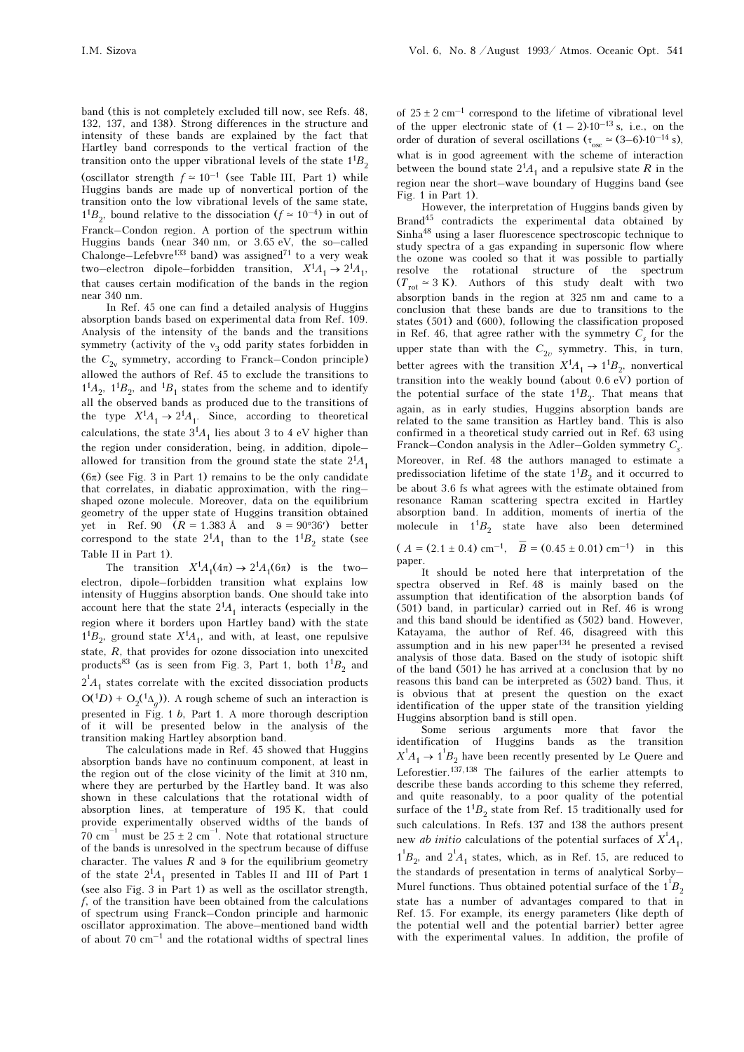band (this is not completely excluded till now, see Refs. 48, 132, 137, and 138). Strong differences in the structure and intensity of these bands are explained by the fact that Hartley band corresponds to the vertical fraction of the transition onto the upper vibrational levels of the state $1^1B_2$ (oscillator strength $f \simeq 10^{-1}$ (see Table III, Part 1) while Huggins bands are made up of nonvertical portion of the transition onto the low vibrational levels of the same state, $1^1B_2$, bound relative to the dissociation ($f \simeq 10^{-4}$) in out of Franck–Condon region. A portion of the spectrum within Huggins bands (near 340 nm, or 3.65 eV, the so–called Chalonge–Lefebvre[133] band) was assigned[71] to a very weak two–electron dipole–forbidden transition, $X^1A_1 \to 2^1A_1$, that causes certain modification of the bands in the region near 340 nm.

In Ref. 45 one can find a detailed analysis of Huggins absorption bands based on experimental data from Ref. 109. Analysis of the intensity of the bands and the transitions symmetry (activity of the $\nu_3$ odd parity states forbidden in the $C_{2v}$ symmetry, according to Franck–Condon principle) allowed the authors of Ref. 45 to exclude the transitions to $1^1A_2$, $1^1B_2$, and $^1B_1$ states from the scheme and to identify all the observed bands as produced due to the transitions of the type $X^1A_1 \to 2^1A_1$. Since, according to theoretical calculations, the state $3^1A_1$ lies about 3 to 4 eV higher than the region under consideration, being, in addition, dipole–allowed for transition from the ground state the state $2^1A_1$ ($6\pi$) (see Fig. 3 in Part 1) remains to be the only candidate that correlates, in diabatic approximation, with the ring–shaped ozone molecule. Moreover, data on the equilibrium geometry of the upper state of Huggins transition obtained yet in Ref. 90 ($R = 1.383$ Å and $\vartheta = 90°36'$) better correspond to the state $2^1A_1$ than to the $1^1B_2$ state (see Table II in Part 1).

The transition $X^1A_1(4\pi) \to 2^1A_1(6\pi)$ is the two–electron, dipole–forbidden transition what explains low intensity of Huggins absorption bands. One should take into account here that the state $2^1A_1$ interacts (especially in the region where it borders upon Hartley band) with the state $1^1B_2$, ground state $X^1A_1$, and with, at least, one repulsive state, $R$, that provides for ozone dissociation into unexcited products[83] (as is seen from Fig. 3, Part 1, both $1^1B_2$ and $2^1A_1$ states correlate with the excited dissociation products $O(^1D) + O_2(^1\Delta_g)$). A rough scheme of such an interaction is presented in Fig. 1 *b*, Part 1. A more thorough description of it will be presented below in the analysis of the transition making Hartley absorption band.

The calculations made in Ref. 45 showed that Huggins absorption bands have no continuum component, at least in the region out of the close vicinity of the limit at 310 nm, where they are perturbed by the Hartley band. It was also shown in these calculations that the rotational width of absorption lines, at temperature of 195 K, that could provide experimentally observed widths of the bands of 70 cm$^{-1}$ must be $25 \pm 2$ cm$^{-1}$. Note that rotational structure of the bands is unresolved in the spectrum because of diffuse character. The values $R$ and $\vartheta$ for the equilibrium geometry of the state $2^1A_1$ presented in Tables II and III of Part 1 (see also Fig. 3 in Part 1) as well as the oscillator strength, $f$, of the transition have been obtained from the calculations of spectrum using Franck–Condon principle and harmonic oscillator approximation. The above–mentioned band width of about 70 cm$^{-1}$ and the rotational widths of spectral lines of $25 \pm 2$ cm$^{-1}$ correspond to the lifetime of vibrational level of the upper electronic state of $(1-2)\cdot 10^{-13}$ s, i.e., on the order of duration of several oscillations ($\tau_{osc} \simeq (3–6)\cdot 10^{-14}$ s), what is in good agreement with the scheme of interaction between the bound state $2^1A_1$ and a repulsive state $R$ in the region near the short–wave boundary of Huggins band (see Fig. 1 in Part 1).

However, the interpretation of Huggins bands given by Brand[45] contradicts the experimental data obtained by Sinha[48] using a laser fluorescence spectroscopic technique to study spectra of a gas expanding in supersonic flow where the ozone was cooled so that it was possible to partially resolve the rotational structure of the spectrum ($T_{rot} \simeq 3$ K). Authors of this study dealt with two absorption bands in the region at 325 nm and came to a conclusion that these bands are due to transitions to the states (501) and (600), following the classification proposed in Ref. 46, that agree rather with the symmetry $C_s$ for the upper state than with the $C_{2v}$ symmetry. This, in turn, better agrees with the transition $X^1A_1 \to 1^1B_2$, nonvertical transition into the weakly bound (about 0.6 eV) portion of the potential surface of the state $1^1B_2$. That means that again, as in early studies, Huggins absorption bands are related to the same transition as Hartley band. This is also confirmed in a theoretical study carried out in Ref. 63 using Franck–Condon analysis in the Adler–Golden symmetry $C_s$. Moreover, in Ref. 48 the authors managed to estimate a predissociation lifetime of the state $1^1B_2$ and it occurred to be about 3.6 fs what agrees with the estimate obtained from resonance Raman scattering spectra excited in Hartley absorption band. In addition, moments of inertia of the molecule in $1^1B_2$ state have also been determined ($A = (2.1 \pm 0.4)$ cm$^{-1}$, $\bar{B} = (0.45 \pm 0.01)$ cm$^{-1}$) in this paper.

It should be noted here that interpretation of the spectra observed in Ref. 48 is mainly based on the assumption that identification of the absorption bands (of (501) band, in particular) carried out in Ref. 46 is wrong and this band should be identified as (502) band. However, Katayama, the author of Ref. 46, disagreed with this assumption and in his new paper[134] he presented a revised analysis of those data. Based on the study of isotopic shift of the band (501) he has arrived at a conclusion that by no reasons this band can be interpreted as (502) band. Thus, it is obvious that at present the question on the exact identification of the upper state of the transition yielding Huggins absorption band is still open.

Some serious arguments more that favor the identification of Huggins bands as the transition $X^1A_1 \to 1^1B_2$ have been recently presented by Le Quere and Leforestier.[137,138] The failures of the earlier attempts to describe these bands according to this scheme they referred, and quite reasonably, to a poor quality of the potential surface of the $1^1B_2$ state from Ref. 15 traditionally used for such calculations. In Refs. 137 and 138 the authors present new *ab initio* calculations of the potential surfaces of $X^1A_1$, $1^1B_2$, and $2^1A_1$ states, which, as in Ref. 15, are reduced to the standards of presentation in terms of analytical Sorby–Murel functions. Thus obtained potential surface of the $1^1B_2$ state has a number of advantages compared to that in Ref. 15. For example, its energy parameters (like depth of the potential well and the potential barrier) better agree with the experimental values. In addition, the profile of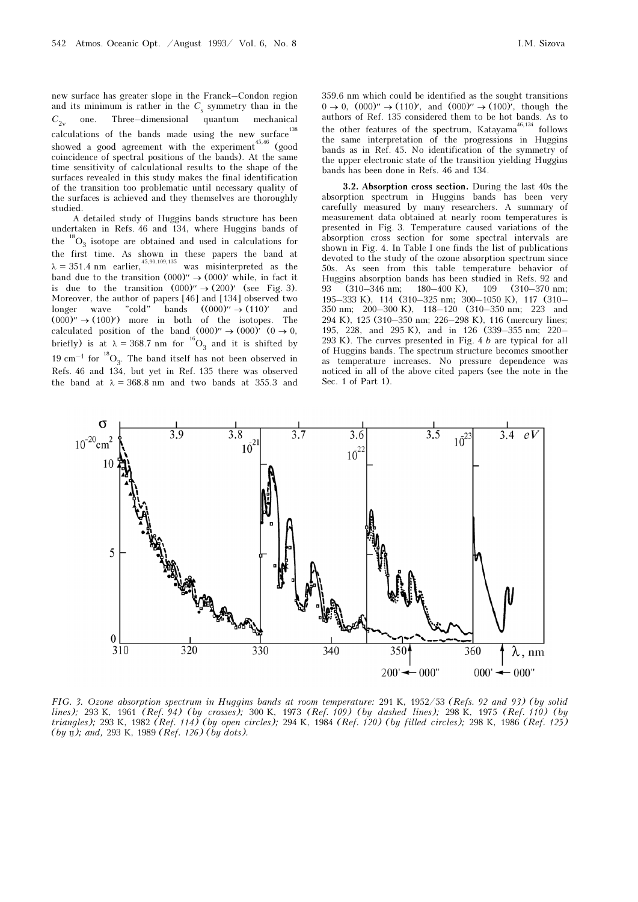new surface has greater slope in the Franck–Condon region and its minimum is rather in the $C_s$ symmetry than in the $C_{2v}$ one. Three–dimensional quantum mechanical calculations of the bands made using the new surface[138] showed a good agreement with the experiment[45,46] (good coincidence of spectral positions of the bands). At the same time sensitivity of calculational results to the shape of the surfaces revealed in this study makes the final identification of the transition too problematic until necessary quality of the surfaces is achieved and they themselves are thoroughly studied.

A detailed study of Huggins bands structure has been undertaken in Refs. 46 and 134, where Huggins bands of the $^{18}O_3$ isotope are obtained and used in calculations for the first time. As shown in these papers the band at $\lambda = 351.4$ nm earlier,[45,90,109,135] was misinterpreted as the band due to the transition $(000)'' \to (000)'$ while, in fact it is due to the transition $(000)'' \to (200)'$ (see Fig. 3). Moreover, the author of papers [46] and [134] observed two longer wave "cold" bands ($(000)'' \to (110)'$ and $(000)'' \to (100)'$) more in both of the isotopes. The calculated position of the band $(000)'' \to (000)'$ ($0 \to 0$, briefly) is at $\lambda = 368.7$ nm for $^{16}O_3$ and it is shifted by 19 cm$^{-1}$ for $^{18}O_3$. The band itself has not been observed in Refs. 46 and 134, but yet in Ref. 135 there was observed the band at $\lambda = 368.8$ nm and two bands at 355.3 and 359.6 nm which could be identified as the sought transitions $0 \to 0$, $(000)'' \to (110)'$, and $(000)'' \to (100)'$, though the authors of Ref. 135 considered them to be hot bands. As to the other features of the spectrum, Katayama[46,134] follows the same interpretation of the progressions in Huggins bands as in Ref. 45. No identification of the symmetry of the upper electronic state of the transition yielding Huggins bands has been done in Refs. 46 and 134.

**3.2. Absorption cross section.** During the last 40s the absorption spectrum in Huggins bands has been very carefully measured by many researchers. A summary of measurement data obtained at nearly room temperatures is presented in Fig. 3. Temperature caused variations of the absorption cross section for some spectral intervals are shown in Fig. 4. In Table I one finds the list of publications devoted to the study of the ozone absorption spectrum since 50s. As seen from this table temperature behavior of Huggins absorption bands has been studied in Refs. 92 and 93 (310–346 nm; 180–400 K), 109 (310–370 nm; 195–333 K), 114 (310–325 nm; 300–1050 K), 117 (310–350 nm; 200–300 K), 118–120 (310–350 nm; 223 and 294 K), 125 (310–350 nm; 226–298 K), 116 (mercury lines; 195, 228, and 295 K), and in 126 (339–355 nm; 220–293 K). The curves presented in Fig. 4 *b* are typical for all of Huggins bands. The spectrum structure becomes smoother as temperature increases. No pressure dependence was noticed in all of the above cited papers (see the note in the Sec. 1 of Part 1).

*FIG. 3. Ozone absorption spectrum in Huggins bands at room temperature:* 291 K, 1952/53 *(Refs. 92 and 93) (by solid lines);* 293 K, 1961 *(Ref. 94) (by crosses);* 300 K, 1973 *(Ref. 109) (by dashed lines);* 298 K, 1975 *(Ref. 110) (by triangles);* 293 K, 1982 *(Ref. 114) (by open circles);* 294 K, 1984 *(Ref. 120) (by filled circles);* 298 K, 1986 *(Ref. 125) (by* ◻*); and,* 293 K, 1989 *(Ref. 126) (by dots).*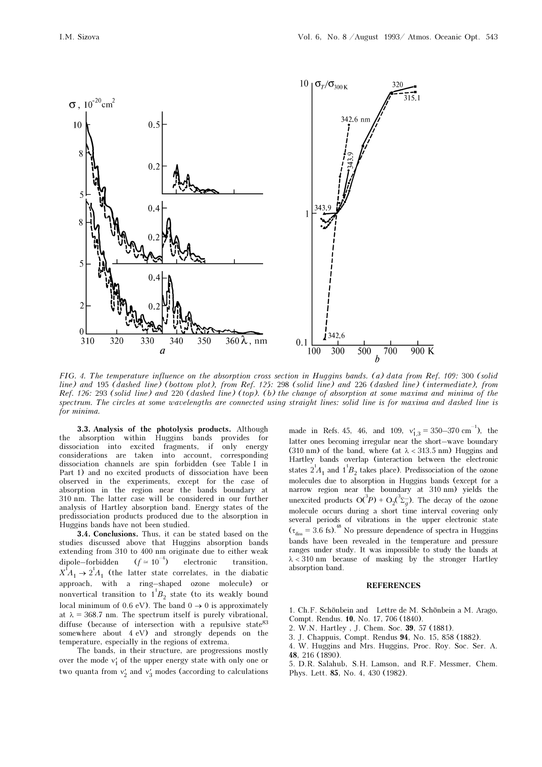FIG. 4. The temperature influence on the absorption cross section in Huggins bands. (a) data from Ref. 109: 300 (solid line) and 195 (dashed line) (bottom plot), from Ref. 125: 298 (solid line) and 226 (dashed line) (intermediate), from Ref. 126: 293 (solid line) and 220 (dashed line) (top). (b) the change of absorption at some maxima and minima of the spectrum. The circles at some wavelengths are connected using straight lines: solid line is for maxima and dashed line is for minima.

**3.3. Analysis of the photolysis products.** Although the absorption within Huggins bands provides for dissociation into excited fragments, if only energy considerations are taken into account, corresponding dissociation channels are spin forbidden (see Table I in Part 1) and no excited products of dissociation have been observed in the experiments, except for the case of absorption in the region near the bands boundary at 310 nm. The latter case will be considered in our further analysis of Hartley absorption band. Energy states of the predissociation products produced due to the absorption in Huggins bands have not been studied.

**3.4. Conclusions.** Thus, it can be stated based on the studies discussed above that Huggins absorption bands extending from 310 to 400 nm originate due to either weak dipole–forbidden ($f \simeq 10^{-4}$) electronic transition, $X^1A_1 \to 2^1A_1$ (the latter state correlates, in the diabatic approach, with a ring–shaped ozone molecule) or nonvertical transition to $1^1B_2$ state (to its weakly bound local minimum of 0.6 eV). The band $0 \to 0$ is approximately at $\lambda = 368.7$ nm. The spectrum itself is purely vibrational, diffuse (because of intersection with a repulsive state[83] somewhere about 4 eV) and strongly depends on the temperature, especially in the regions of extrema.

The bands, in their structure, are progressions mostly over the mode $\nu_1'$ of the upper energy state with only one or two quanta from $\nu_2'$ and $\nu_3'$ modes (according to calculations made in Refs. 45, 46, and 109, $\nu_{1,3}' = 350$–$370\ \text{cm}^{-1}$), the latter ones becoming irregular near the short–wave boundary (310 nm) of the band, where (at $\lambda < 313.5$ nm) Huggins and Hartley bands overlap (interaction between the electronic states $2^1A_1$ and $1^1B_2$ takes place). Predissociation of the ozone molecules due to absorption in Huggins bands (except for a narrow region near the boundary at 310 nm) yields the unexcited products $O(^3P) + O_2(^3\Sigma_g^-)$. The decay of the ozone molecule occurs during a short time interval covering only several periods of vibrations in the upper electronic state ($\tau_{diss} = 3.6$ fs).[48] No pressure dependence of spectra in Huggins bands have been revealed in the temperature and pressure ranges under study. It was impossible to study the bands at $\lambda < 310$ nm because of masking by the stronger Hartley absorption band.

## REFERENCES

1. Ch.F. Schönbein and Lettre de M. Schönbein a M. Arago, Compt. Rendus. **10**, No. 17, 706 (1840).
2. W.N. Hartley , J. Chem. Soc. **39**, 57 (1881).
3. J. Chappuis, Compt. Rendus **94**, No. 15, 858 (1882).
4. W. Huggins and Mrs. Huggins, Proc. Roy. Soc. Ser. A. **48**, 216 (1890).
5. D.R. Salahub, S.H. Lamson, and R.F. Messmer, Chem. Phys. Lett. **85**, No. 4, 430 (1982).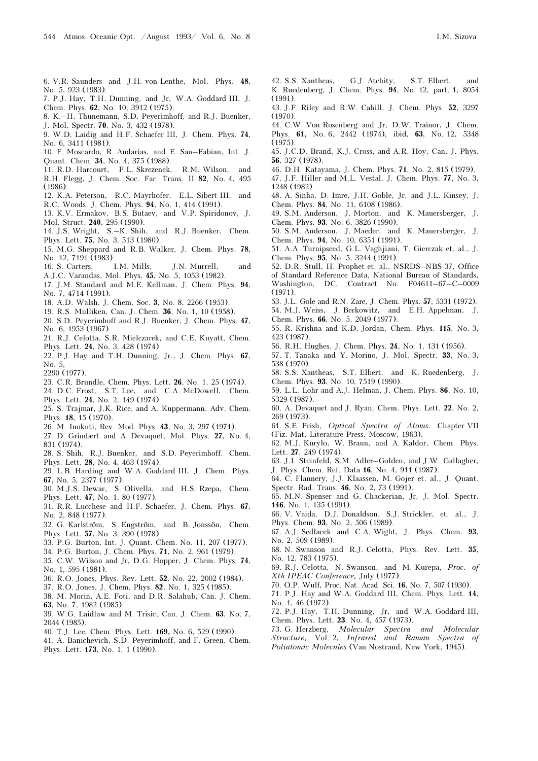6. V.R. Saunders and J.H. von Lenthe, Mol. Phys. **48**, No. 5, 923 (1983).

7. P.J. Hay, T.H. Dunning, and Jr, W.A. Goddard III, J. Chem. Phys. **62**, No. 10, 3912 (1975).

8. K.–H. Thunemann, S.D. Peyerimhoff, and R.J. Buenker, J. Mol. Spectr. **70**, No. 3, 432 (1978).

9. W.D. Laidig and H.F. Schaefer III, J. Chem. Phys. **74**, No. 6, 3411 (1981).

10. F. Moscardo, R. Andarias, and E. San–Fabian, Int. J. Quant. Chem. **34**, No. 4, 375 (1988).

11. R.D. Harcourt, F.L. Skrezenek, R.M. Wilson, and R.H. Flegg, J. Chem. Soc. Far. Trans. II **82**, No. 4, 495 (1986).

12. K.A. Peterson, R.C. Mayrhofer, E.L. Sibert III, and R.C. Woods, J. Chem. Phys. **94**, No. 1, 414 (1991).

13. K.V. Ermakov, B.S. Butaev, and V.P. Spiridonov, J. Mol. Struct. **240**, 295 (1990).

14. J.S. Wright, S.–K. Shih, and R.J. Buenker, Chem. Phys. Lett. **75**, No. 3, 513 (1980).

15. M.G. Sheppard and R.B. Walker, J. Chem. Phys. **78**, No. 12, 7191 (1983).

16. S. Carters, I.M. Mills, J.N. Murrell, and A.J.C. Varandas, Mol. Phys. **45**, No. 5, 1053 (1982).

17. J.M. Standard and M.E. Kellman, J. Chem. Phys. **94**, No. 7, 4714 (1991).

18. A.D. Walsh, J. Chem. Soc. **3**, No. 8, 2266 (1953).

19. R.S. Mulliken, Can. J. Chem. **36**, No. 1, 10 (1958).

20. S.D. Peyerimhoff and R.J. Buenker, J. Chem. Phys. **47**, No. 6, 1953 (1967).

21. R.J. Celotta, S.R. Mielczarek, and C.E. Kuyatt, Chem. Phys. Lett. **24**, No. 3, 428 (1974).

22. P.J. Hay and T.H. Dunning, Jr., J. Chem. Phys. **67**, No. 5, 2290 (1977).

23. C.R. Brundle, Chem. Phys. Lett. **26**, No. 1, 25 (1974).

24. D.C. Frost, S.T. Lee, and C.A. McDowell, Chem. Phys. Lett. **24**, No. 2, 149 (1974).

25. S. Trajmar, J.K. Rice, and A. Kuppermann, Adv. Chem. Phys. **18**, 15 (1970).

26. M. Inokuti, Rev. Mod. Phys. **43**, No. 3, 297 (1971).

27. D. Grimbert and A. Devaquet, Mol. Phys. **27**, No. 4, 831 (1974).

28. S. Shih, R.J. Buenker, and S.D. Peyerimhoff, Chem. Phys. Lett. **28**, No. 4, 463 (1974).

29. L.B. Harding and W.A. Goddard III, J. Chem. Phys. **67**, No. 5, 2377 (1977).

30. M.J.S. Dewar, S. Olivella, and H.S. Rzepa, Chem. Phys. Lett. **47**, No. 1, 80 (1977).

31. R.R. Lucchese and H.F. Schaefer, J. Chem. Phys. **67**, No. 2, 848 (1977).

32. G. Karlström, S. Engström, and B. Jonssön, Chem. Phys. Lett. **57**, No. 3, 390 (1978).

33. P.G. Burton, Int. J. Quant. Chem. No. 11, 207 (1977).

34. P.G. Burton, J. Chem. Phys. **71**, No. 2, 961 (1979).

35. C.W. Wilson and Jr, D.G. Hopper, J. Chem. Phys. **74**, No. 1, 595 (1981).

36. R.O. Jones, Phys. Rev. Lett. **52**, No. 22, 2002 (1984).

37. R.O. Jones, J. Chem. Phys. **82**, No. 1, 325 (1985).

38. M. Morin, A.E. Foti, and D.R. Salahub, Can. J. Chem. **63**, No. 7, 1982 (1985).

39. W.G. Laidlaw and M. Trisic, Can. J. Chem. **63**, No. 7, 2044 (1985).

40. T.J. Lee, Chem. Phys. Lett. **169,** No. 6, 529 (1990).

41. A. Banichevich, S.D. Peyerimhoff, and F. Green, Chem. Phys. Lett. **173**, No. 1, 1 (1990).

42. S.S. Xantheas, G.J. Atchity, S.T. Elbert, and K. Ruedenberg, J. Chem. Phys. **94**, No. 12, part. 1, 8054 (1991).

43. J.F. Riley and R.W. Cahill, J. Chem. Phys. **52**, 3297 (1970).

44. C.W. Von Rosenberg and Jr, D.W. Trainor, J. Chem. Phys. **61,** No. 6, 2442 (1974), ibid, **63**, No. 12, 5348 (1975).

45. J.C.D. Brand, K.J. Cross, and A.R. Hoy, Can. J. Phys. **56**, 327 (1978).

46. D.H. Katayama, J. Chem. Phys. **71**, No. 2, 815 (1979).

47. J.F. Hiller and M.L. Vestal, J. Chem. Phys. **77**, No. 3, 1248 (1982).

48. A. Sinha, D. Imre, J.H. Goble, Jr, and J.L. Kinsey, J. Chem. Phys. **84**, No. 11, 6108 (1986).

49. S.M. Anderson, J. Morton, and K. Mauersberger, J. Chem. Phys. **93**, No. 6, 3826 (1990).

50. S.M. Anderson, J. Maeder, and K. Mauersberger, J. Chem. Phys. **94**, No. 10, 6351 (1991).

51. A.A. Turnipseed, G.L. Vaghjiani, T. Gierczak et. al., J. Chem. Phys. **95**, No. 5, 3244 (1991).

52. D.R. Stull, H. Prophet et. al., NSRDS–NBS 37, Office of Standard Reference Data, National Bureau of Standards, Washington, DC, Contract No. F04611–67–C–0009 (1971).

53. J.L. Gole and R.N. Zare, J. Chem. Phys. **57**, 5331 (1972).

54. M.J. Weiss, J. Berkowitz, and E.H. Appelman, J. Chem. Phys. **66**, No. 5, 2049 (1977).

55. R. Krishna and K.D. Jordan, Chem. Phys. **115**, No. 3, 423 (1987).

56. R.H. Hughes, J. Chem. Phys. **24**, No. 1, 131 (1956).

57. T. Tanaka and Y. Morino, J. Mol. Spectr. **33**, No. 3, 538 (1970).

58. S.S. Xantheas, S.T. Elbert, and K. Ruedenberg, J. Chem. Phys. **93**, No. 10, 7519 (1990).

59. L.L. Lohr and A.J. Helman, J. Chem. Phys. **86**, No. 10, 5329 (1987).

60. A. Devaquet and J. Ryan, Chem. Phys. Lett. **22**, No. 2, 269 (1973).

61. S.E. Frish, *Optical Spectra of Atoms.* Chapter VII (Fiz. Mat. Literature Press, Moscow, 1963).

62. M.J. Kurylo, W. Braun, and A. Kaldor, Chem. Phys. Lett. **27**, 249 (1974).

63. J.I. Steinfeld, S.M. Adler–Golden, and J.W. Gallagher, J. Phys. Chem. Ref. Data **16**, No. 4, 911 (1987).

64. C. Flannery, J.J. Klaassen, M. Gojer et. al., J. Quant. Spectr. Rad. Trans. **46**, No. 2, 73 (1991).

65. M.N. Spenser and G. Chackerian, Jr, J. Mol. Spectr. **146**, No. 1, 135 (1991).

66. V. Vaida, D.J. Donaldson, S.J. Strickler, et. al., J. Phys. Chem. **93**, No. 2, 506 (1989).

67. A.J. Sedlacek and C.A. Wight, J. Phys. Chem. **93**, No. 2, 509 (1989).

68. N. Swanson and R.J. Celotta, Phys. Rev. Lett. **35**, No. 12, 783 (1975).

69. R.J. Celotta, N. Swanson, and M. Kurepa, *Proc. of Xth IPEAC Conference,* July (1977).

70. O.P. Wulf, Proc. Nat. Acad. Sci. **16**, No. 7, 507 (1930).

71. P.J. Hay and W.A. Goddard III, Chem. Phys. Lett. **14**, No. 1, 46 (1972).

72. P.J. Hay, T.H. Dunning, Jr, and W.A. Goddard III, Chem. Phys. Lett. **23**, No. 4, 457 (1973).

73. G. Herzberg, *Molecular Spectra and Molecular Structure,* Vol. 2, *Infrared and Raman Spectra of Poliatomic Molecules* (Van Nostrand, New York, 1945).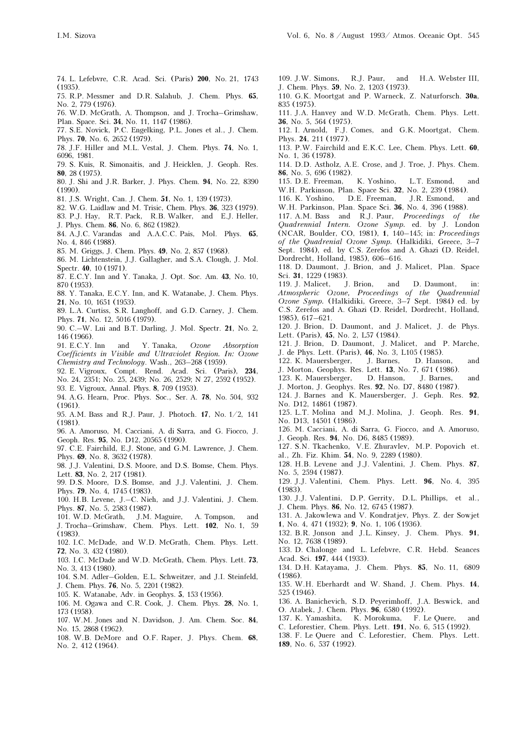74. L. Lefebvre, C.R. Acad. Sci. (Paris) **200**, No. 21, 1743 (1935).

75. R.P. Messmer and D.R. Salahub, J. Chem. Phys. **65**, No. 2, 779 (1976).

76. W.D. McGrath, A. Thompson, and J. Trocha–Grimshaw, Plan. Space. Sci. **34**, No. 11, 1147 (1986).

77. S.E. Novick, P.C. Engelking, P.L. Jones et al., J. Chem. Phys. **70**, No. 6, 2652 (1979).

78. J.F. Hiller and M.L. Vestal, J. Chem. Phys. **74**, No. 1, 6096, 1981.

79. S. Kuis, R. Simonaitis, and J. Heicklen, J. Geoph. Res. **80**, 28 (1975).

80. J. Shi and J.R. Barker, J. Phys. Chem. **94**, No. 22, 8390 (1990).

81. J.S. Wright, Can. J. Chem. **51**, No. 1, 139 (1973).

82. W.G. Laidlaw and M. Trisic, Chem. Phys. **36**, 323 (1979).

83. P.J. Hay, R.T. Pack, R.B. Walker, and E.J. Heller, J. Phys. Chem. **86**, No. 6, 862 (1982).

84. A.J.C. Varandas and A.A.C.C. Pais, Mol. Phys. **65**, No. 4, 846 (1988).

85. M. Griggs, J. Chem. Phys. **49**, No. 2, 857 (1968).

86. M. Lichtenstein, J.J. Gallagher, and S.A. Clough, J. Mol. Spectr. **40**, 10 (1971).

87. E.C.Y. Inn and Y. Tanaka, J. Opt. Soc. Am. **43**, No. 10, 870 (1953).

88. Y. Tanaka, E.C.Y. Inn, and K. Watanabe, J. Chem. Phys. **21**, No. 10, 1651 (1953).

89. L.A. Curtiss, S.R. Langhoff, and G.D. Carney, J. Chem. Phys. **71**, No. 12, 5016 (1979).

90. C.–W. Lui and B.T. Darling, J. Mol. Spectr. **21**, No. 2, 146 (1966).

91. E.C.Y. Inn and Y. Tanaka, *Ozone Absorption Coefficients in Visible and Ultraviolet Region. In: Ozone Chemistry and Technology*. Wash., 263–268 (1959).

92. E. Vigroux, Compt. Rend. Acad. Sci. (Paris), **234**, No. 24, 2351; No. 25, 2439; No. 26, 2529; N 27, 2592 (1952).

93. E. Vigroux, Annal. Phys. **8**, 709 (1953).

94. A.G. Hearn, Proc. Phys. Soc., Ser. A. **78**, No. 504, 932 (1961).

95. A.M. Bass and R.J. Paur, J. Photoch. **17**, No. 1/2, 141 (1981).

96. A. Amoruso, M. Cacciani, A. di Sarra, and G. Fiocco, J. Geoph. Res. **95**, No. D12, 20565 (1990).

97. C.E. Fairchild, E.J. Stone, and G.M. Lawrence, J. Chem. Phys. **69**, No. 8, 3632 (1978).

98. J.J. Valentini, D.S. Moore, and D.S. Bomse, Chem. Phys. Lett. **83**, No. 2, 217 (1981).

99. D.S. Moore, D.S. Bomse, and J.J. Valentini, J. Chem. Phys. **79**, No. 4, 1745 (1983).

100. H.B. Levene, J.–C. Nieh, and J.J. Valentini, J. Chem. Phys. **87**, No. 5, 2583 (1987).

101. W.D. McGrath, J.M. Maguire, A. Tompson, and J. Trocha–Grimshaw, Chem. Phys. Lett. **102**, No. 1, 59 (1983).

102. I.C. McDade, and W.D. McGrath, Chem. Phys. Lett. **72**, No. 3, 432 (1980).

103. I.C. McDade and W.D. McGrath, Chem. Phys. Lett. **73**, No. 3, 413 (1980).

104. S.M. Adler–Golden, E.L. Schweitzer, and J.I. Steinfeld, J. Chem. Phys. **76**, No. 5, 2201 (1982).

105. K. Watanabe, Adv. in Geophys. **5**, 153 (1956).

106. M. Ogawa and C.R. Cook, J. Chem. Phys. **28**, No. 1, 173 (1958).

107. W.M. Jones and N. Davidson, J. Am. Chem. Soc. **84**, No. 15, 2868 (1962).

108. W.B. DeMore and O.F. Raper, J. Phys. Chem. **68**, No. 2, 412 (1964).

109. J.W. Simons, R.J. Paur, and H.A. Webster III, J. Chem. Phys. **59**, No. 2, 1203 (1973).

110. G.K. Moortgat and P. Warneck, Z. Naturforsch. **30a**, 835 (1975).

111. J.A. Hanvey and W.D. McGrath, Chem. Phys. Lett. **36**, No. 5, 564 (1975).

112. I. Arnold, F.J. Comes, and G.K. Moortgat, Chem. Phys. **24**, 211 (1977).

113. P.W. Fairchild and E.K.C. Lee, Chem. Phys. Lett. **60**, No. 1, 36 (1978).

114. D.D. Astholz, A.E. Crose, and J. Troe, J. Phys. Chem. **86**, No. 5, 696 (1982).

115. D.E. Freeman, K. Yoshino, L.T. Esmond, and W.H. Parkinson, Plan. Space Sci. **32**, No. 2, 239 (1984).

116. K. Yoshino, D.E. Freeman, J.R. Esmond, and W.H. Parkinson, Plan. Space Sci. **36**, No. 4, 396 (1988).

117. A.M. Bass and R.J. Paur, *Proceedings of the Quadrennial Intern. Ozone Symp.* ed. by J. London (NCAR, Boulder, CO, 1981), **1**, 140–145; in: *Proceedings of the Quadrenial Ozone Symp.* (Halkidiki, Greece, 3–7 Sept. 1984), ed. by C.S. Zerefos and A. Ghazi (D. Reidel, Dordrecht, Holland, 1985), 606–616.

118. D. Daumont, J. Brion, and J. Malicet, Plan. Space Sci. **31**, 1229 (1983).

119. J. Malicet, J. Brion, and D. Daumont, in: *Atmospheric Ozone, Proceedings of the Quadrennial Ozone Symp.* (Halkidiki, Greece, 3–7 Sept. 1984) ed. by C.S. Zerefos and A. Ghazi (D. Reidel, Dordrecht, Holland, 1985), 617–621.

120. J. Brion, D. Daumont, and J. Malicet, J. de Phys. Lett. (Paris), **45**, No. 2, L57 (1984).

121. J. Brion, D. Daumont, J. Malicet, and P. Marche, J. de Phys. Lett. (Paris), **46**, No. 3, L105 (1985).

122. K. Mauersberger, J. Barnes, D. Hanson, and J. Morton, Geophys. Res. Lett. **13**, No. 7, 671 (1986).

123. K. Mauersberger, D. Hanson, J. Barnes, and J. Morton, J. Geophys. Res. **92**, No. D7, 8480 (1987).

124. J. Barnes and K. Mauersberger, J. Geph. Res. **92**, No. D12, 14861 (1987).

125. L.T. Molina and M.J. Molina, J. Geoph. Res. **91**, No. D13, 14501 (1986).

126. M. Cacciani, A. di Sarra, G. Fiocco, and A. Amoruso, J. Geoph. Res. **94**, No. D6, 8485 (1989).

127. S.N. Tkachenko, V.E. Zhuravlev, M.P. Popovich et. al., Zh. Fiz. Khim. **54**, No. 9, 2289 (1980).

128. H.B. Levene and J.J. Valentini, J. Chem. Phys. **87**, No. 5, 2594 (1987).

129. J.J. Valentini, Chem. Phys. Lett. **96**, No. 4, 395 (1983).

130. J.J. Valentini, D.P. Gerrity, D.L. Phillips, et al., J. Chem. Phys. **86**, No. 12, 6745 (1987).

131. A. Jakowlewa and V. Kondratjev, Phys. Z. der Sowjet **1**, No. 4, 471 (1932); **9**, No. 1, 106 (1936).

132. B.R. Jonson and J.L. Kinsey, J. Chem. Phys. **91**, No. 12, 7638 (1989).

133. D. Chalonge and L. Lefebvre, C.R. Hebd. Seances Acad. Sci. **197**, 444 (1933).

134. D.H. Katayama, J. Chem. Phys. **85**, No. 11, 6809 (1986).

135. W.H. Eberhardt and W. Shand, J. Chem. Phys. **14**, 525 (1946).

136. A. Banichevich, S.D. Peyerimhoff, J.A. Beswick, and O. Atabek, J. Chem. Phys. **96**, 6580 (1992).

137. K. Yamashita, K. Morokuma, F. Le Quere, and C. Leforestier, Chem. Phys. Lett. **191**, No. 6, 515 (1992).

138. F. Le Quere and C. Leforestier, Chem. Phys. Lett. **189**, No. 6, 537 (1992).